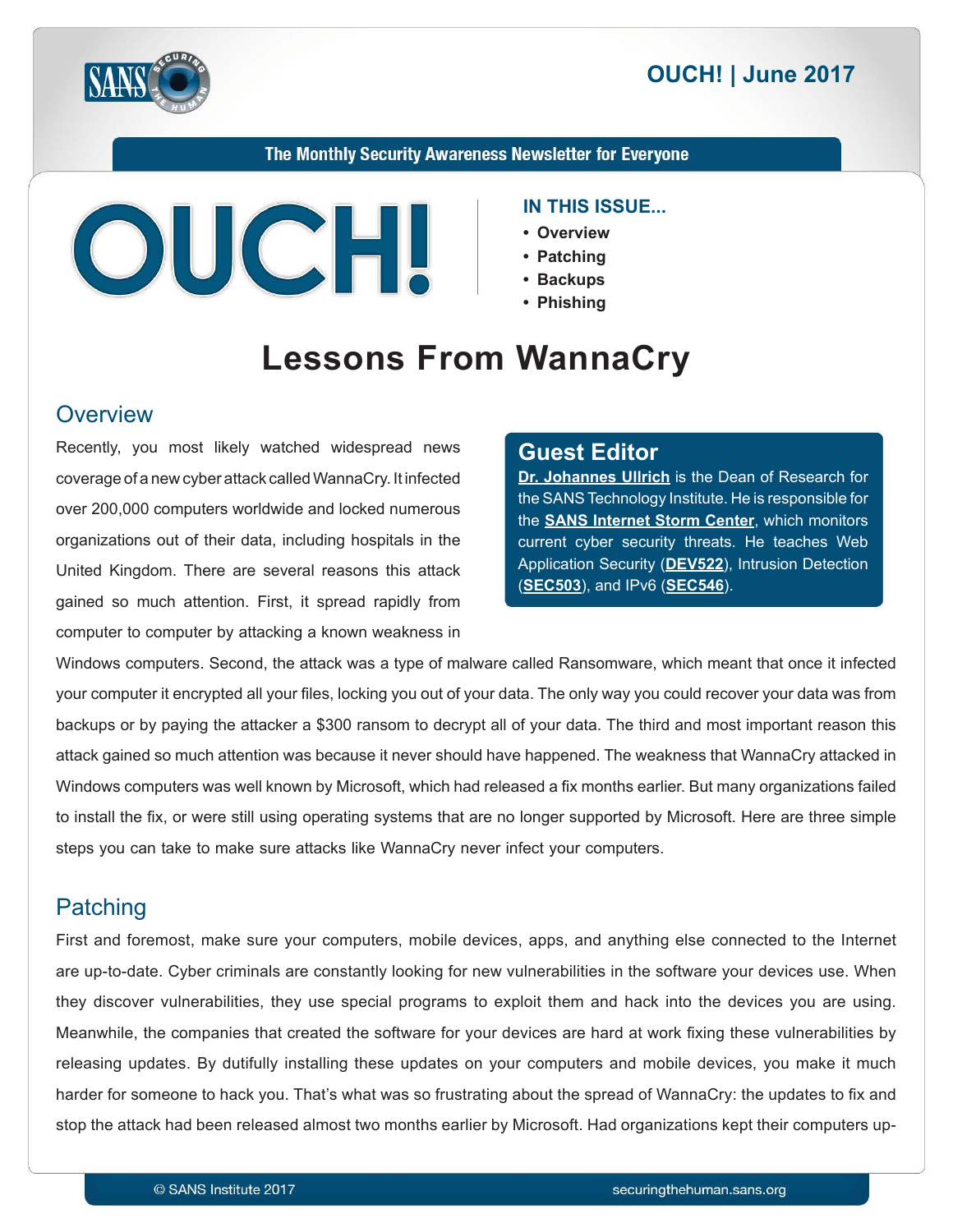# OUCH! | June 2017

The Monthly Security Awareness Newsletter for Everyone

**IN THIS ISSUE...**

- **Overview**
- **Patching**
- **Backups**
- **Phishing**

# Lessons From WannaCry

## Overview

Recently, you most likely watched widespread news coverage of a new cyber attack called WannaCry. It infected over 200,000 computers worldwide and locked numerous organizations out of their data, including hospitals in the United Kingdom. There are several reasons this attack gained so much attention. First, it spread rapidly from computer to computer by attacking a known weakness in Windows computers. Second, the attack was a type of malware called Ransomware, which meant that once it infected your computer it encrypted all your files, locking you out of your data. The only way you could recover your data was from backups or by paying the attacker a $300 ransom to decrypt all of your data. The third and most important reason this attack gained so much attention was because it never should have happened. The weakness that WannaCry attacked in Windows computers was well known by Microsoft, which had released a fix months earlier. But many organizations failed to install the fix, or were still using operating systems that are no longer supported by Microsoft. Here are three simple steps you can take to make sure attacks like WannaCry never infect your computers.

> **Guest Editor**
>
> **Dr. Johannes Ullrich** is the Dean of Research for the SANS Technology Institute. He is responsible for the **SANS Internet Storm Center**, which monitors current cyber security threats. He teaches Web Application Security (**DEV522**), Intrusion Detection (**SEC503**), and IPv6 (**SEC546**).

## Patching

First and foremost, make sure your computers, mobile devices, apps, and anything else connected to the Internet are up-to-date. Cyber criminals are constantly looking for new vulnerabilities in the software your devices use. When they discover vulnerabilities, they use special programs to exploit them and hack into the devices you are using. Meanwhile, the companies that created the software for your devices are hard at work fixing these vulnerabilities by releasing updates. By dutifully installing these updates on your computers and mobile devices, you make it much harder for someone to hack you. That's what was so frustrating about the spread of WannaCry: the updates to fix and stop the attack had been released almost two months earlier by Microsoft. Had organizations kept their computers up-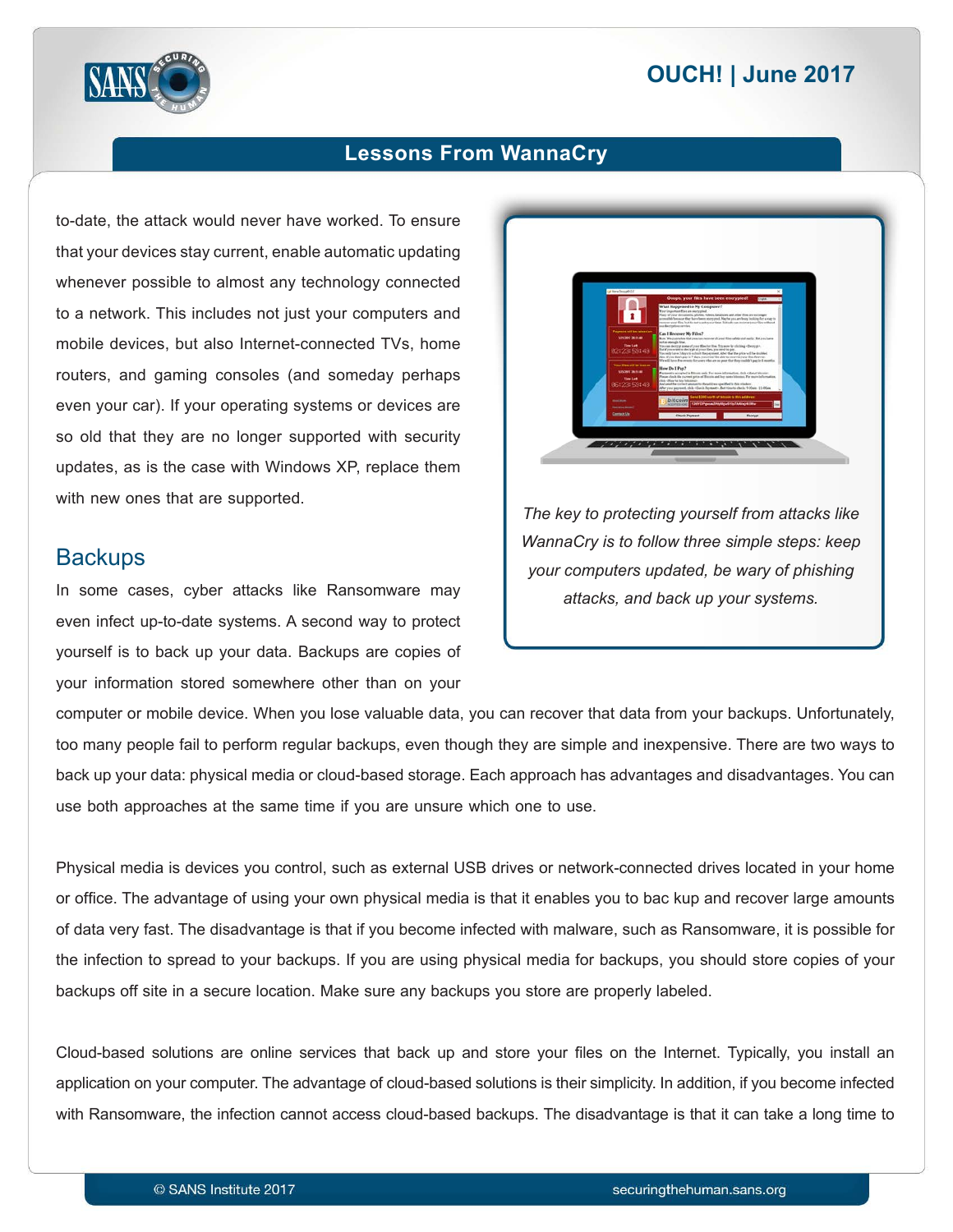to-date, the attack would never have worked. To ensure that your devices stay current, enable automatic updating whenever possible to almost any technology connected to a network. This includes not just your computers and mobile devices, but also Internet-connected TVs, home routers, and gaming consoles (and someday perhaps even your car). If your operating systems or devices are so old that they are no longer supported with security updates, as is the case with Windows XP, replace them with new ones that are supported.

*The key to protecting yourself from attacks like WannaCry is to follow three simple steps: keep your computers updated, be wary of phishing attacks, and back up your systems.*

## Backups

In some cases, cyber attacks like Ransomware may even infect up-to-date systems. A second way to protect yourself is to back up your data. Backups are copies of your information stored somewhere other than on your computer or mobile device. When you lose valuable data, you can recover that data from your backups. Unfortunately, too many people fail to perform regular backups, even though they are simple and inexpensive. There are two ways to back up your data: physical media or cloud-based storage. Each approach has advantages and disadvantages. You can use both approaches at the same time if you are unsure which one to use.

Physical media is devices you control, such as external USB drives or network-connected drives located in your home or office. The advantage of using your own physical media is that it enables you to bac kup and recover large amounts of data very fast. The disadvantage is that if you become infected with malware, such as Ransomware, it is possible for the infection to spread to your backups. If you are using physical media for backups, you should store copies of your backups off site in a secure location. Make sure any backups you store are properly labeled.

Cloud-based solutions are online services that back up and store your files on the Internet. Typically, you install an application on your computer. The advantage of cloud-based solutions is their simplicity. In addition, if you become infected with Ransomware, the infection cannot access cloud-based backups. The disadvantage is that it can take a long time to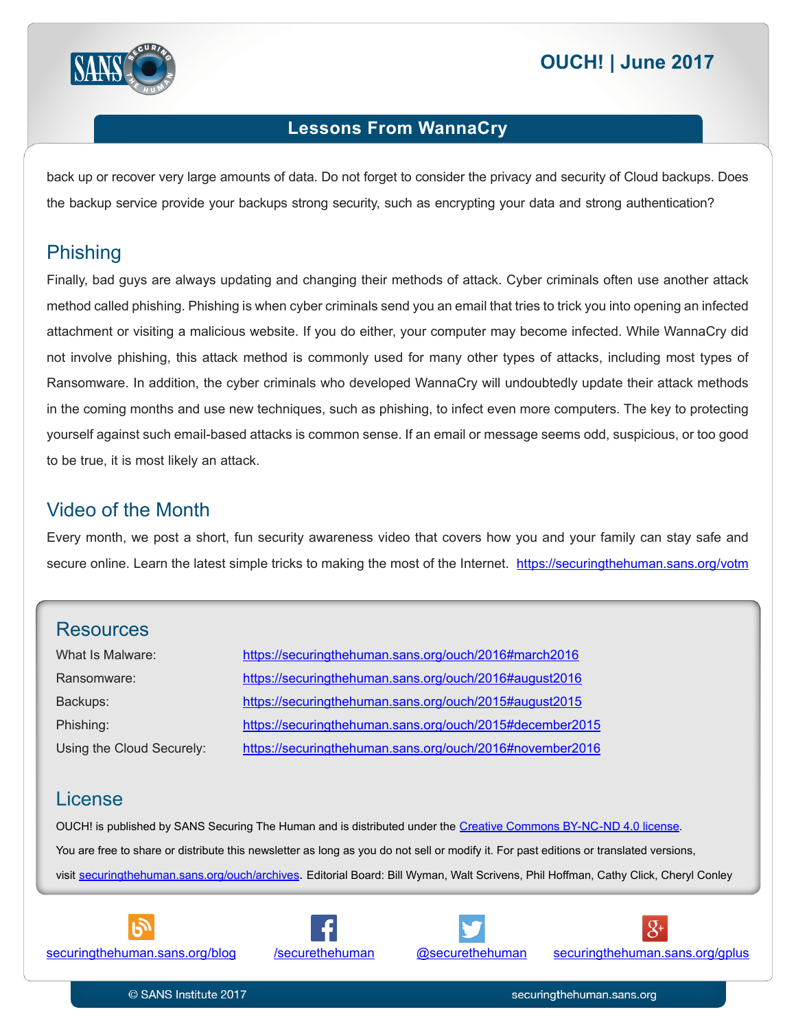back up or recover very large amounts of data. Do not forget to consider the privacy and security of Cloud backups. Does the backup service provide your backups strong security, such as encrypting your data and strong authentication?

## Phishing

Finally, bad guys are always updating and changing their methods of attack. Cyber criminals often use another attack method called phishing. Phishing is when cyber criminals send you an email that tries to trick you into opening an infected attachment or visiting a malicious website. If you do either, your computer may become infected. While WannaCry did not involve phishing, this attack method is commonly used for many other types of attacks, including most types of Ransomware. In addition, the cyber criminals who developed WannaCry will undoubtedly update their attack methods in the coming months and use new techniques, such as phishing, to infect even more computers. The key to protecting yourself against such email-based attacks is common sense. If an email or message seems odd, suspicious, or too good to be true, it is most likely an attack.

## Video of the Month

Every month, we post a short, fun security awareness video that covers how you and your family can stay safe and secure online. Learn the latest simple tricks to making the most of the Internet. https://securingthehuman.sans.org/votm

## Resources

| | |
|---|---|
| What Is Malware: | https://securingthehuman.sans.org/ouch/2016#march2016 |
| Ransomware: | https://securingthehuman.sans.org/ouch/2016#august2016 |
| Backups: | https://securingthehuman.sans.org/ouch/2015#august2015 |
| Phishing: | https://securingthehuman.sans.org/ouch/2015#december2015 |
| Using the Cloud Securely: | https://securingthehuman.sans.org/ouch/2016#november2016 |

## License

OUCH! is published by SANS Securing The Human and is distributed under the Creative Commons BY-NC-ND 4.0 license. You are free to share or distribute this newsletter as long as you do not sell or modify it. For past editions or translated versions, visit securingthehuman.sans.org/ouch/archives. Editorial Board: Bill Wyman, Walt Scrivens, Phil Hoffman, Cathy Click, Cheryl Conley

securingthehuman.sans.org/blog | /securethehuman | @securethehuman | securingthehuman.sans.org/gplus